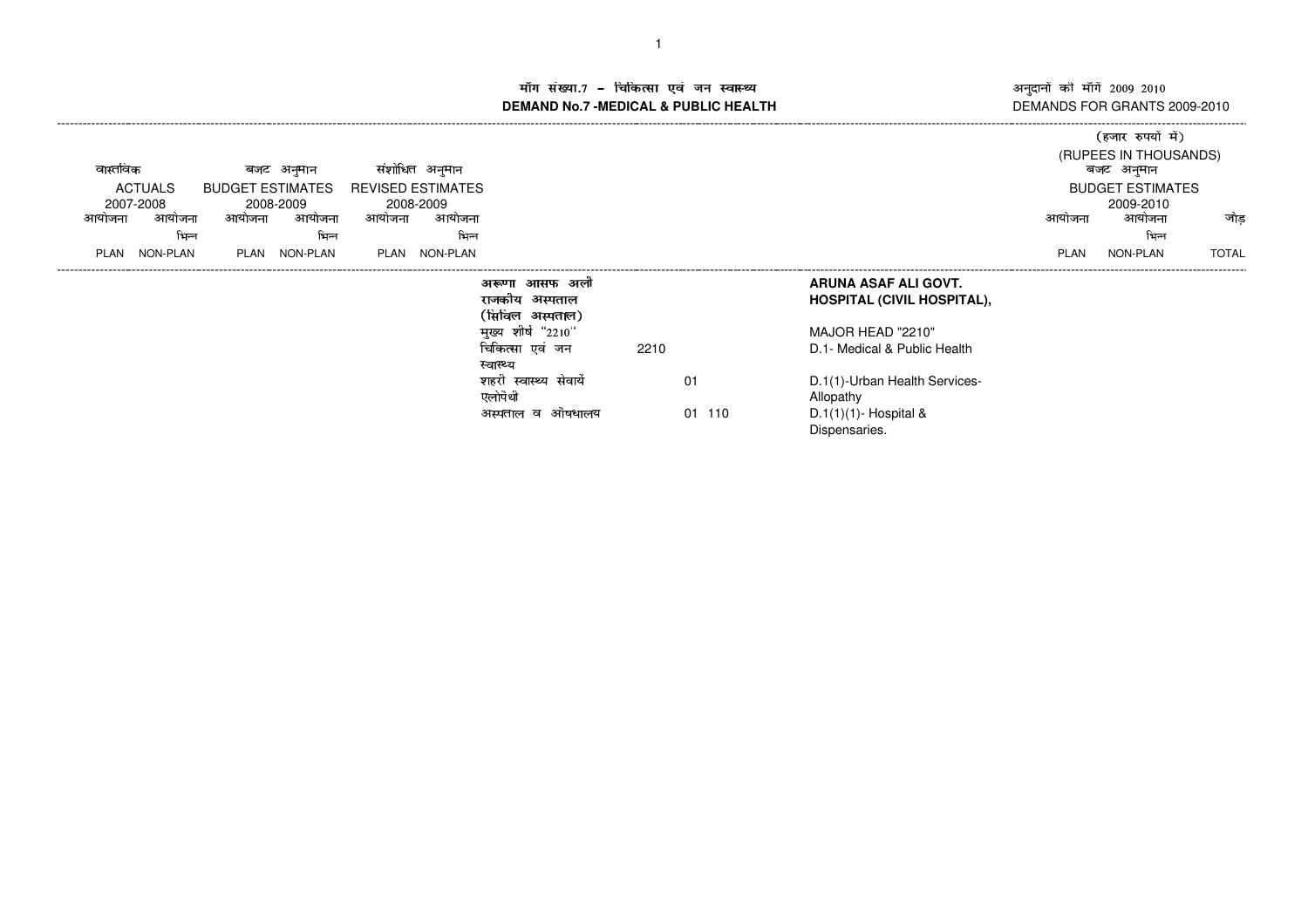# मॉंग संख्या.7 – चिकित्सा एवं जन स्वास्थ्य
# DEMAND No.7 -MEDICAL & PUBLIC HEALTH

अनुदानों की माँगें 2009 2010
DEMANDS FOR GRANTS 2009-2010

(हजार रुपयों में)
(RUPEES IN THOUSANDS)

| वास्तविक ACTUALS 2007-2008 | | बजट अनुमान BUDGET ESTIMATES 2008-2009 | | संशोधित अनुमान REVISED ESTIMATES 2008-2009 | | | | | बजट अनुमान BUDGET ESTIMATES 2009-2010 | | |
|---|---|---|---|---|---|---|---|---|---|---|---|
| आयोजना PLAN | आयोजना भिन्न NON-PLAN | आयोजना PLAN | आयोजना भिन्न NON-PLAN | आयोजना PLAN | आयोजना भिन्न NON-PLAN | | | | आयोजना PLAN | आयोजना भिन्न NON-PLAN | जोड़ TOTAL |
| | | | | | | अरूणा आसफ अली राजकीय अस्पताल (सिविल अस्पताल) | | ARUNA ASAF ALI GOVT. HOSPITAL (CIVIL HOSPITAL), | | | |
| | | | | | | मुख्य शीर्ष "2210" | | MAJOR HEAD "2210" | | | |
| | | | | | | चिकित्सा एवं जन स्वास्थ्य | 2210 | D.1- Medical & Public Health | | | |
| | | | | | | शहरी स्वास्थ्य सेवायें एलोपैथी | 01 | D.1(1)-Urban Health Services-Allopathy | | | |
| | | | | | | अस्पताल व औषधालय | 01 110 | D.1(1)(1)- Hospital & Dispensaries. | | | |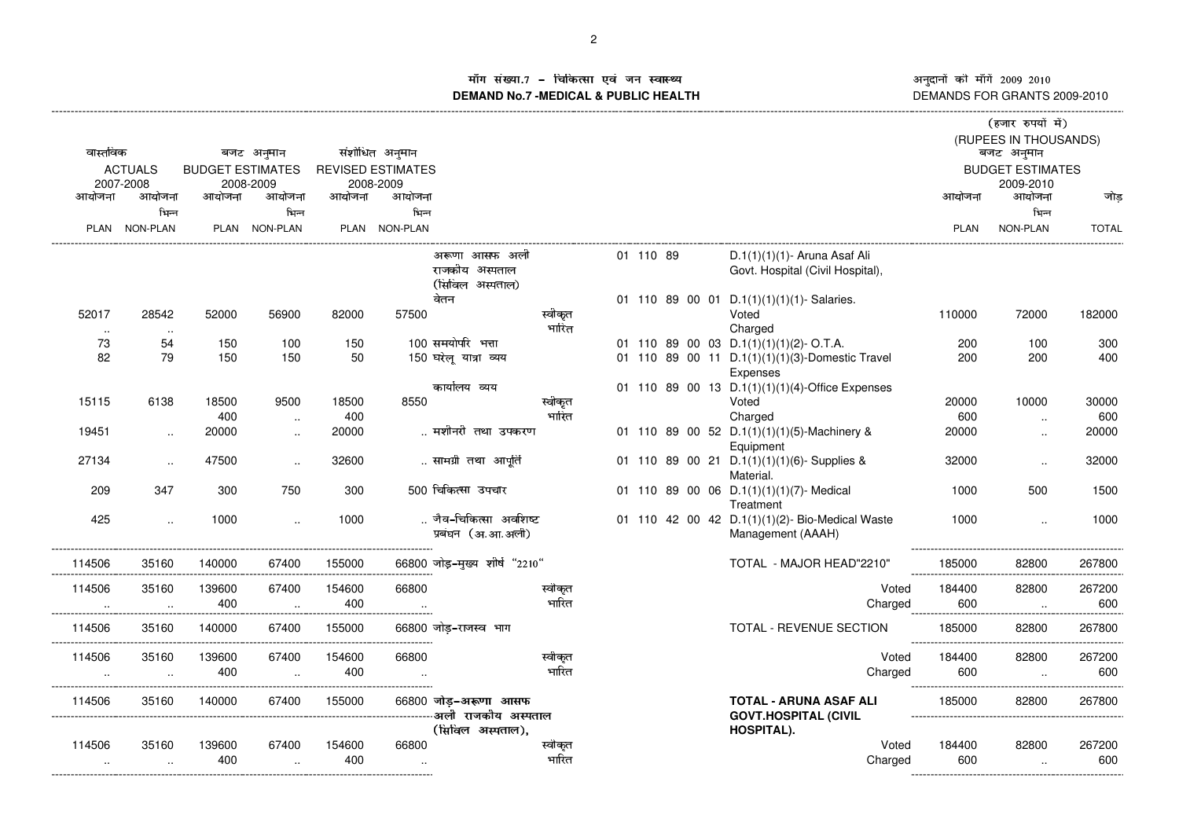मॉंग संख्या.7 – चिकित्सा एवं जन स्वास्थ्य
**DEMAND No.7 -MEDICAL & PUBLIC HEALTH**

अनुदानों की मॉंगें 2009 2010
DEMANDS FOR GRANTS 2009-2010

(हजार रुपयों में)
(RUPEES IN THOUSANDS)

| वास्तविक ACTUALS 2007-2008 | | बजट अनुमान BUDGET ESTIMATES 2008-2009 | | संशोधित अनुमान REVISED ESTIMATES 2008-2009 | | | | | | बजट अनुमान BUDGET ESTIMATES 2009-2010 | | |
|---|---|---|---|---|---|---|---|---|---|---|---|---|
| आयोजना PLAN | आयोजना भिन्न NON-PLAN | आयोजना PLAN | आयोजना भिन्न NON-PLAN | आयोजना PLAN | आयोजना भिन्न NON-PLAN | | | | | आयोजना PLAN | आयोजना भिन्न NON-PLAN | जोड़ TOTAL |
| | | | | | | अरूणा आसफ अली राजकीय अस्पताल (सिविल अस्पताल) | | 01 110 89 | D.1(1)(1)(1)- Aruna Asaf Ali Govt. Hospital (Civil Hospital), | | | |
| | | | | | | वेतन | | 01 110 89 00 01 | D.1(1)(1)(1)(1)- Salaries. | | | |
| 52017 | 28542 | 52000 | 56900 | 82000 | 57500 | | स्वीकृत | | Voted | 110000 | 72000 | 182000 |
| .. | .. | | | | | | भारित | | Charged | | | |
| 73 | 54 | 150 | 100 | 150 | 100 | समयोपरि भत्ता | | 01 110 89 00 03 | D.1(1)(1)(1)(2)- O.T.A. | 200 | 100 | 300 |
| 82 | 79 | 150 | 150 | 50 | 150 | घरेलू यात्रा व्यय | | 01 110 89 00 11 | D.1(1)(1)(1)(3)-Domestic Travel Expenses | 200 | 200 | 400 |
| | | | | | | कार्यालय व्यय | | 01 110 89 00 13 | D.1(1)(1)(1)(4)-Office Expenses | | | |
| 15115 | 6138 | 18500 | 9500 | 18500 | 8550 | | स्वीकृत | | Voted | 20000 | 10000 | 30000 |
| | | 400 | .. | 400 | | | भारित | | Charged | 600 | .. | 600 |
| 19451 | .. | 20000 | .. | 20000 | .. | मशीनरी तथा उपकरण | | 01 110 89 00 52 | D.1(1)(1)(1)(5)-Machinery & Equipment | 20000 | .. | 20000 |
| 27134 | .. | 47500 | .. | 32600 | .. | सामग्री तथा आपूर्ति | | 01 110 89 00 21 | D.1(1)(1)(1)(6)- Supplies & Material. | 32000 | .. | 32000 |
| 209 | 347 | 300 | 750 | 300 | 500 | चिकित्सा उपचार | | 01 110 89 00 06 | D.1(1)(1)(1)(7)- Medical Treatment | 1000 | 500 | 1500 |
| 425 | .. | 1000 | .. | 1000 | .. | जैव-चिकित्सा अवशिष्ट प्रबंधन (अ.आ.अली) | | 01 110 42 00 42 | D.1(1)(1)(2)- Bio-Medical Waste Management (AAAH) | 1000 | .. | 1000 |
| 114506 | 35160 | 140000 | 67400 | 155000 | 66800 | जोड़-मुख्य शीर्ष "2210" | | | TOTAL - MAJOR HEAD"2210" | 185000 | 82800 | 267800 |
| 114506 | 35160 | 139600 | 67400 | 154600 | 66800 | | स्वीकृत | | Voted | 184400 | 82800 | 267200 |
| .. | .. | 400 | .. | 400 | .. | | भारित | | Charged | 600 | .. | 600 |
| 114506 | 35160 | 140000 | 67400 | 155000 | 66800 | जोड़-राजस्व भाग | | | TOTAL - REVENUE SECTION | 185000 | 82800 | 267800 |
| 114506 | 35160 | 139600 | 67400 | 154600 | 66800 | | स्वीकृत | | Voted | 184400 | 82800 | 267200 |
| .. | .. | 400 | .. | 400 | .. | | भारित | | Charged | 600 | .. | 600 |
| 114506 | 35160 | 140000 | 67400 | 155000 | 66800 | **जोड़-अरूणा आसफ अली राजकीय अस्पताल (सिविल अस्पताल),** | | | **TOTAL - ARUNA ASAF ALI GOVT.HOSPITAL (CIVIL HOSPITAL).** | 185000 | 82800 | 267800 |
| 114506 | 35160 | 139600 | 67400 | 154600 | 66800 | | स्वीकृत | | Voted | 184400 | 82800 | 267200 |
| .. | .. | 400 | .. | 400 | .. | | भारित | | Charged | 600 | .. | 600 |